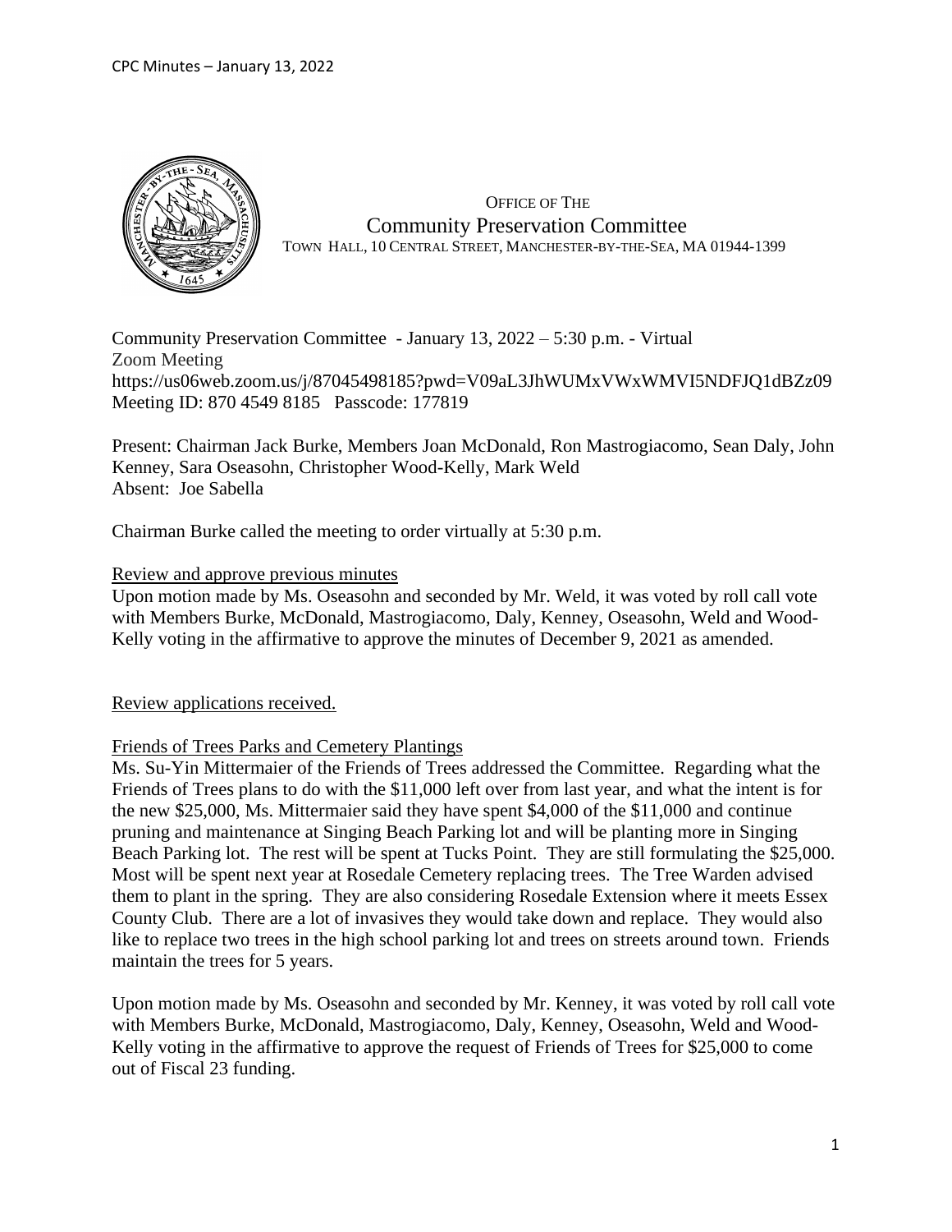OFFICE OF THE

# Community Preservation Committee

TOWN HALL, 10 CENTRAL STREET, MANCHESTER-BY-THE-SEA, MA 01944-1399

Community Preservation Committee - January 13, 2022 – 5:30 p.m. - Virtual
Zoom Meeting
https://us06web.zoom.us/j/87045498185?pwd=V09aL3JhWUMxVWxWMVI5NDFJQ1dBZz09
Meeting ID: 870 4549 8185 Passcode: 177819

Present: Chairman Jack Burke, Members Joan McDonald, Ron Mastrogiacomo, Sean Daly, John Kenney, Sara Oseasohn, Christopher Wood-Kelly, Mark Weld
Absent: Joe Sabella

Chairman Burke called the meeting to order virtually at 5:30 p.m.

## Review and approve previous minutes

Upon motion made by Ms. Oseasohn and seconded by Mr. Weld, it was voted by roll call vote with Members Burke, McDonald, Mastrogiacomo, Daly, Kenney, Oseasohn, Weld and Wood-Kelly voting in the affirmative to approve the minutes of December 9, 2021 as amended.

## Review applications received.

### Friends of Trees Parks and Cemetery Plantings

Ms. Su-Yin Mittermaier of the Friends of Trees addressed the Committee. Regarding what the Friends of Trees plans to do with the $11,000 left over from last year, and what the intent is for the new $25,000, Ms. Mittermaier said they have spent $4,000 of the $11,000 and continue pruning and maintenance at Singing Beach Parking lot and will be planting more in Singing Beach Parking lot. The rest will be spent at Tucks Point. They are still formulating the $25,000. Most will be spent next year at Rosedale Cemetery replacing trees. The Tree Warden advised them to plant in the spring. They are also considering Rosedale Extension where it meets Essex County Club. There are a lot of invasives they would take down and replace. They would also like to replace two trees in the high school parking lot and trees on streets around town. Friends maintain the trees for 5 years.

Upon motion made by Ms. Oseasohn and seconded by Mr. Kenney, it was voted by roll call vote with Members Burke, McDonald, Mastrogiacomo, Daly, Kenney, Oseasohn, Weld and Wood-Kelly voting in the affirmative to approve the request of Friends of Trees for $25,000 to come out of Fiscal 23 funding.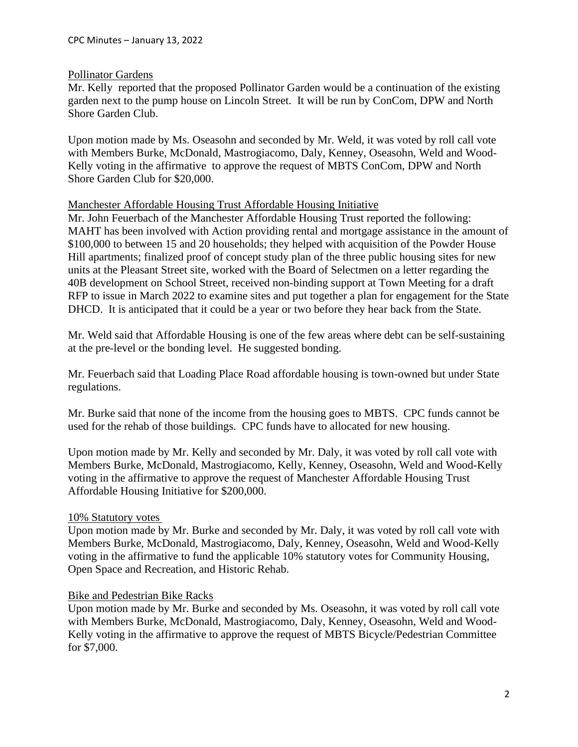Pollinator Gardens

Mr. Kelly reported that the proposed Pollinator Garden would be a continuation of the existing garden next to the pump house on Lincoln Street. It will be run by ConCom, DPW and North Shore Garden Club.

Upon motion made by Ms. Oseasohn and seconded by Mr. Weld, it was voted by roll call vote with Members Burke, McDonald, Mastrogiacomo, Daly, Kenney, Oseasohn, Weld and Wood-Kelly voting in the affirmative to approve the request of MBTS ConCom, DPW and North Shore Garden Club for $20,000.

Manchester Affordable Housing Trust Affordable Housing Initiative

Mr. John Feuerbach of the Manchester Affordable Housing Trust reported the following: MAHT has been involved with Action providing rental and mortgage assistance in the amount of $100,000 to between 15 and 20 households; they helped with acquisition of the Powder House Hill apartments; finalized proof of concept study plan of the three public housing sites for new units at the Pleasant Street site, worked with the Board of Selectmen on a letter regarding the 40B development on School Street, received non-binding support at Town Meeting for a draft RFP to issue in March 2022 to examine sites and put together a plan for engagement for the State DHCD. It is anticipated that it could be a year or two before they hear back from the State.

Mr. Weld said that Affordable Housing is one of the few areas where debt can be self-sustaining at the pre-level or the bonding level. He suggested bonding.

Mr. Feuerbach said that Loading Place Road affordable housing is town-owned but under State regulations.

Mr. Burke said that none of the income from the housing goes to MBTS. CPC funds cannot be used for the rehab of those buildings. CPC funds have to allocated for new housing.

Upon motion made by Mr. Kelly and seconded by Mr. Daly, it was voted by roll call vote with Members Burke, McDonald, Mastrogiacomo, Kelly, Kenney, Oseasohn, Weld and Wood-Kelly voting in the affirmative to approve the request of Manchester Affordable Housing Trust Affordable Housing Initiative for $200,000.

10% Statutory votes

Upon motion made by Mr. Burke and seconded by Mr. Daly, it was voted by roll call vote with Members Burke, McDonald, Mastrogiacomo, Daly, Kenney, Oseasohn, Weld and Wood-Kelly voting in the affirmative to fund the applicable 10% statutory votes for Community Housing, Open Space and Recreation, and Historic Rehab.

Bike and Pedestrian Bike Racks

Upon motion made by Mr. Burke and seconded by Ms. Oseasohn, it was voted by roll call vote with Members Burke, McDonald, Mastrogiacomo, Daly, Kenney, Oseasohn, Weld and Wood-Kelly voting in the affirmative to approve the request of MBTS Bicycle/Pedestrian Committee for $7,000.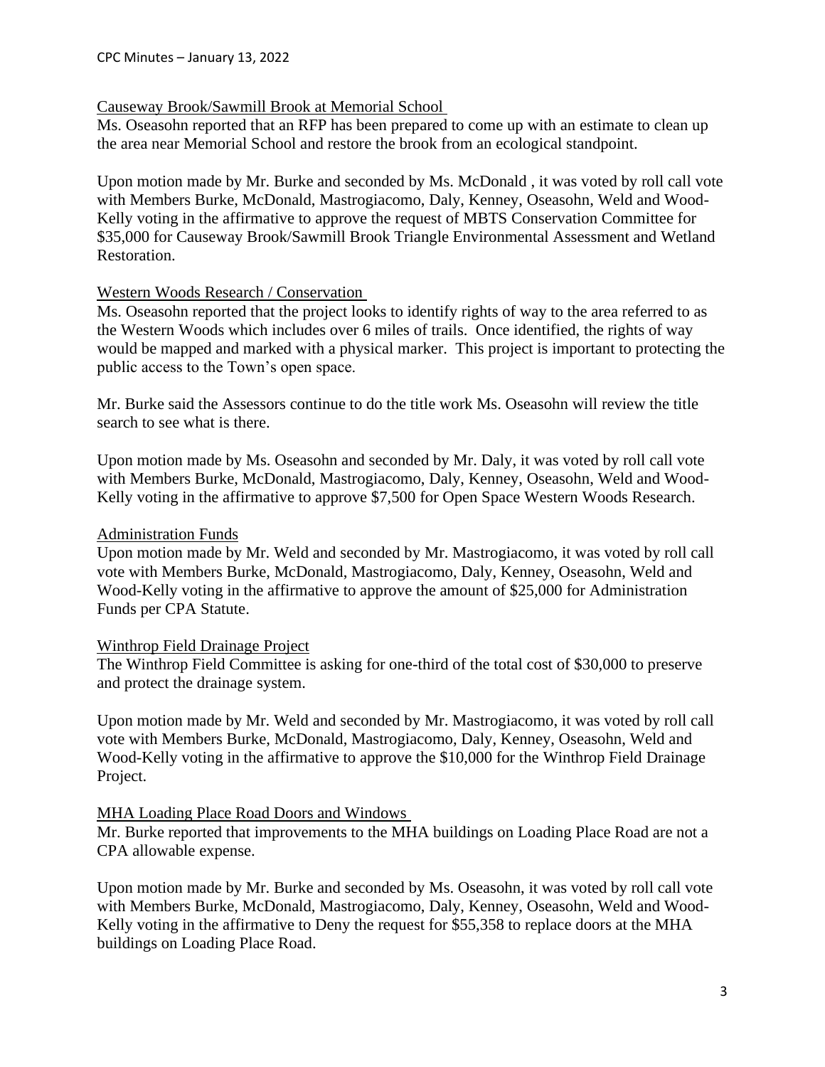## Causeway Brook/Sawmill Brook at Memorial School

Ms. Oseasohn reported that an RFP has been prepared to come up with an estimate to clean up the area near Memorial School and restore the brook from an ecological standpoint.

Upon motion made by Mr. Burke and seconded by Ms. McDonald , it was voted by roll call vote with Members Burke, McDonald, Mastrogiacomo, Daly, Kenney, Oseasohn, Weld and Wood-Kelly voting in the affirmative to approve the request of MBTS Conservation Committee for $35,000 for Causeway Brook/Sawmill Brook Triangle Environmental Assessment and Wetland Restoration.

## Western Woods Research / Conservation

Ms. Oseasohn reported that the project looks to identify rights of way to the area referred to as the Western Woods which includes over 6 miles of trails. Once identified, the rights of way would be mapped and marked with a physical marker. This project is important to protecting the public access to the Town's open space.

Mr. Burke said the Assessors continue to do the title work Ms. Oseasohn will review the title search to see what is there.

Upon motion made by Ms. Oseasohn and seconded by Mr. Daly, it was voted by roll call vote with Members Burke, McDonald, Mastrogiacomo, Daly, Kenney, Oseasohn, Weld and Wood-Kelly voting in the affirmative to approve $7,500 for Open Space Western Woods Research.

## Administration Funds

Upon motion made by Mr. Weld and seconded by Mr. Mastrogiacomo, it was voted by roll call vote with Members Burke, McDonald, Mastrogiacomo, Daly, Kenney, Oseasohn, Weld and Wood-Kelly voting in the affirmative to approve the amount of $25,000 for Administration Funds per CPA Statute.

## Winthrop Field Drainage Project

The Winthrop Field Committee is asking for one-third of the total cost of $30,000 to preserve and protect the drainage system.

Upon motion made by Mr. Weld and seconded by Mr. Mastrogiacomo, it was voted by roll call vote with Members Burke, McDonald, Mastrogiacomo, Daly, Kenney, Oseasohn, Weld and Wood-Kelly voting in the affirmative to approve the $10,000 for the Winthrop Field Drainage Project.

## MHA Loading Place Road Doors and Windows

Mr. Burke reported that improvements to the MHA buildings on Loading Place Road are not a CPA allowable expense.

Upon motion made by Mr. Burke and seconded by Ms. Oseasohn, it was voted by roll call vote with Members Burke, McDonald, Mastrogiacomo, Daly, Kenney, Oseasohn, Weld and Wood-Kelly voting in the affirmative to Deny the request for $55,358 to replace doors at the MHA buildings on Loading Place Road.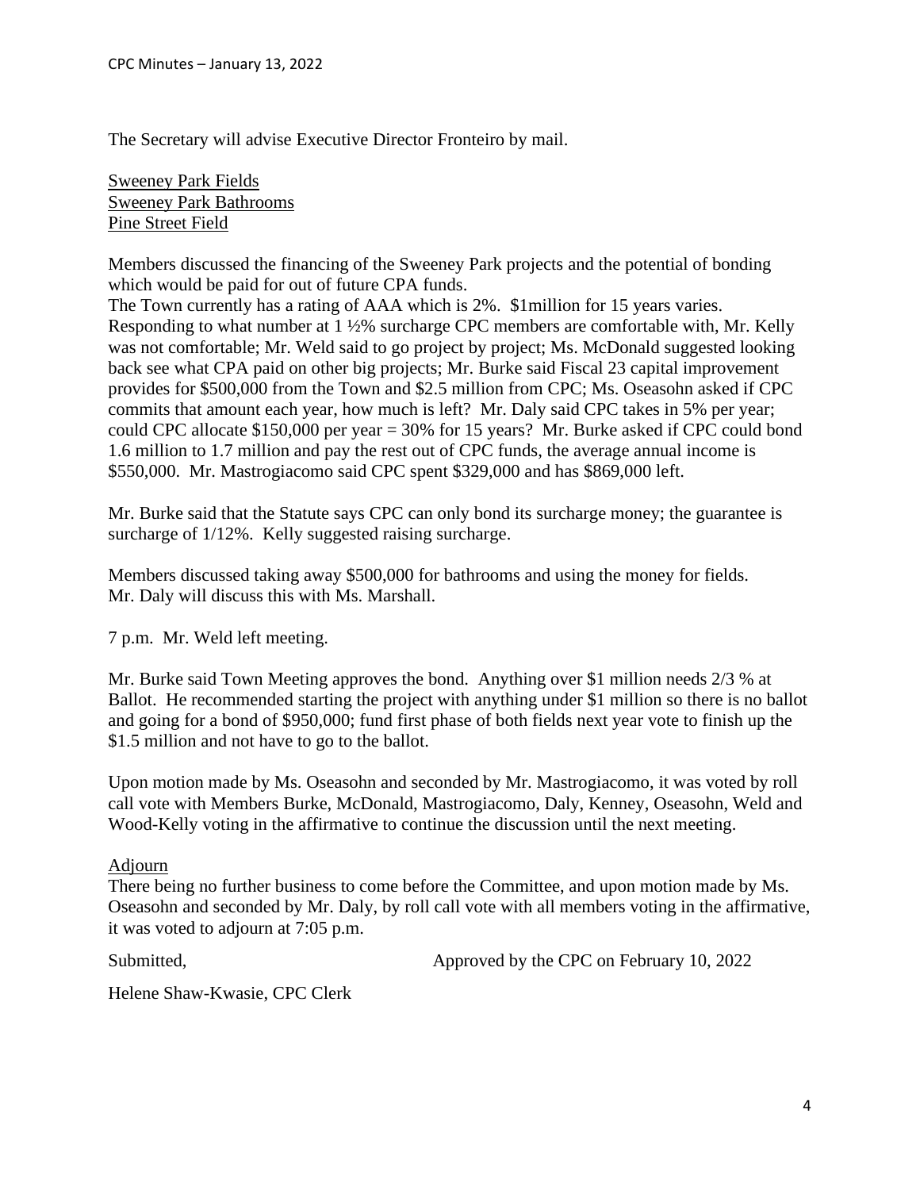The Secretary will advise Executive Director Fronteiro by mail.

Sweeney Park Fields
Sweeney Park Bathrooms
Pine Street Field

Members discussed the financing of the Sweeney Park projects and the potential of bonding which would be paid for out of future CPA funds.
The Town currently has a rating of AAA which is 2%. $1million for 15 years varies. Responding to what number at 1 ½% surcharge CPC members are comfortable with, Mr. Kelly was not comfortable; Mr. Weld said to go project by project; Ms. McDonald suggested looking back see what CPA paid on other big projects; Mr. Burke said Fiscal 23 capital improvement provides for $500,000 from the Town and $2.5 million from CPC; Ms. Oseasohn asked if CPC commits that amount each year, how much is left? Mr. Daly said CPC takes in 5% per year; could CPC allocate $150,000 per year = 30% for 15 years? Mr. Burke asked if CPC could bond 1.6 million to 1.7 million and pay the rest out of CPC funds, the average annual income is $550,000. Mr. Mastrogiacomo said CPC spent $329,000 and has $869,000 left.

Mr. Burke said that the Statute says CPC can only bond its surcharge money; the guarantee is surcharge of 1/12%. Kelly suggested raising surcharge.

Members discussed taking away $500,000 for bathrooms and using the money for fields. Mr. Daly will discuss this with Ms. Marshall.

7 p.m. Mr. Weld left meeting.

Mr. Burke said Town Meeting approves the bond. Anything over $1 million needs 2/3 % at Ballot. He recommended starting the project with anything under $1 million so there is no ballot and going for a bond of $950,000; fund first phase of both fields next year vote to finish up the $1.5 million and not have to go to the ballot.

Upon motion made by Ms. Oseasohn and seconded by Mr. Mastrogiacomo, it was voted by roll call vote with Members Burke, McDonald, Mastrogiacomo, Daly, Kenney, Oseasohn, Weld and Wood-Kelly voting in the affirmative to continue the discussion until the next meeting.

Adjourn
There being no further business to come before the Committee, and upon motion made by Ms. Oseasohn and seconded by Mr. Daly, by roll call vote with all members voting in the affirmative, it was voted to adjourn at 7:05 p.m.

Submitted, Approved by the CPC on February 10, 2022

Helene Shaw-Kwasie, CPC Clerk